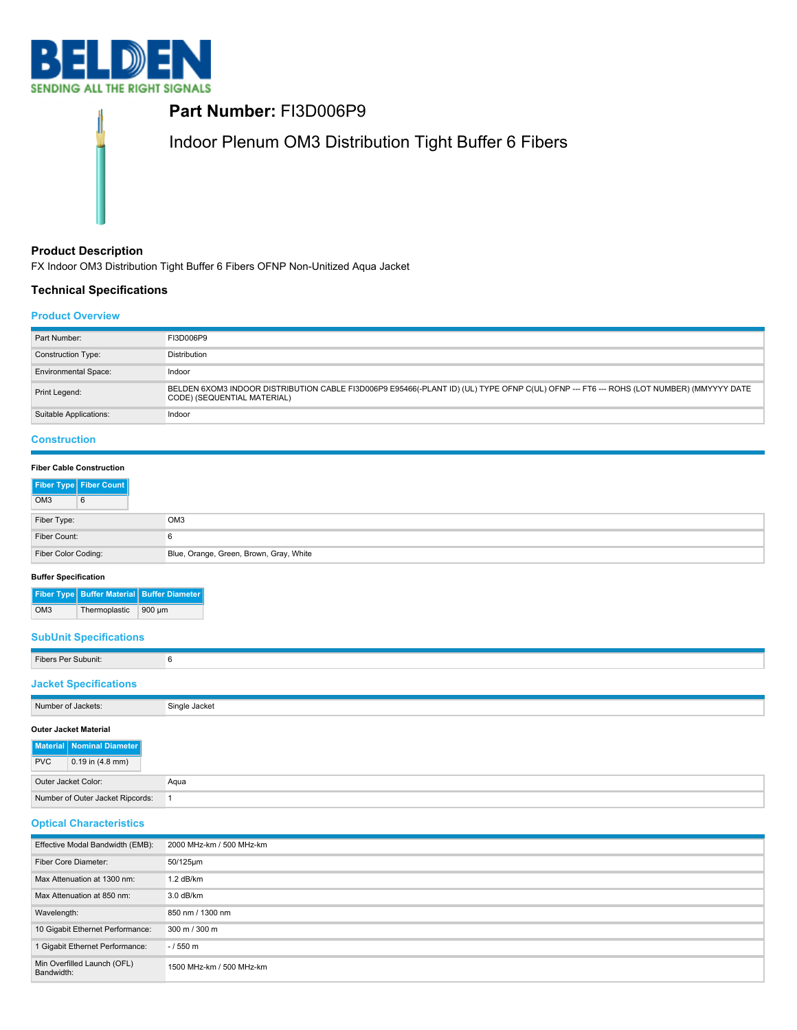BELDEN

SENDING ALL THE RIGHT SIGNALS

# Part Number: FI3D006P9

## Indoor Plenum OM3 Distribution Tight Buffer 6 Fibers

### Product Description

FX Indoor OM3 Distribution Tight Buffer 6 Fibers OFNP Non-Unitized Aqua Jacket

### Technical Specifications

#### Product Overview

| | |
|---|---|
| Part Number: | FI3D006P9 |
| Construction Type: | Distribution |
| Environmental Space: | Indoor |
| Print Legend: | BELDEN 6XOM3 INDOOR DISTRIBUTION CABLE FI3D006P9 E95466(-PLANT ID) (UL) TYPE OFNP C(UL) OFNP --- FT6 --- ROHS (LOT NUMBER) (MMYYYY DATE CODE) (SEQUENTIAL MATERIAL) |
| Suitable Applications: | Indoor |

#### Construction

**Fiber Cable Construction**

| Fiber Type | Fiber Count |
|---|---|
| OM3 | 6 |

| | |
|---|---|
| Fiber Type: | OM3 |
| Fiber Count: | 6 |
| Fiber Color Coding: | Blue, Orange, Green, Brown, Gray, White |

**Buffer Specification**

| Fiber Type | Buffer Material | Buffer Diameter |
|---|---|---|
| OM3 | Thermoplastic | 900 µm |

#### SubUnit Specifications

| | |
|---|---|
| Fibers Per Subunit: | 6 |

#### Jacket Specifications

| | |
|---|---|
| Number of Jackets: | Single Jacket |

**Outer Jacket Material**

| Material | Nominal Diameter |
|---|---|
| PVC | 0.19 in (4.8 mm) |

| | |
|---|---|
| Outer Jacket Color: | Aqua |
| Number of Outer Jacket Ripcords: | 1 |

#### Optical Characteristics

| | |
|---|---|
| Effective Modal Bandwidth (EMB): | 2000 MHz-km / 500 MHz-km |
| Fiber Core Diameter: | 50/125µm |
| Max Attenuation at 1300 nm: | 1.2 dB/km |
| Max Attenuation at 850 nm: | 3.0 dB/km |
| Wavelength: | 850 nm / 1300 nm |
| 10 Gigabit Ethernet Performance: | 300 m / 300 m |
| 1 Gigabit Ethernet Performance: | - / 550 m |
| Min Overfilled Launch (OFL) Bandwidth: | 1500 MHz-km / 500 MHz-km |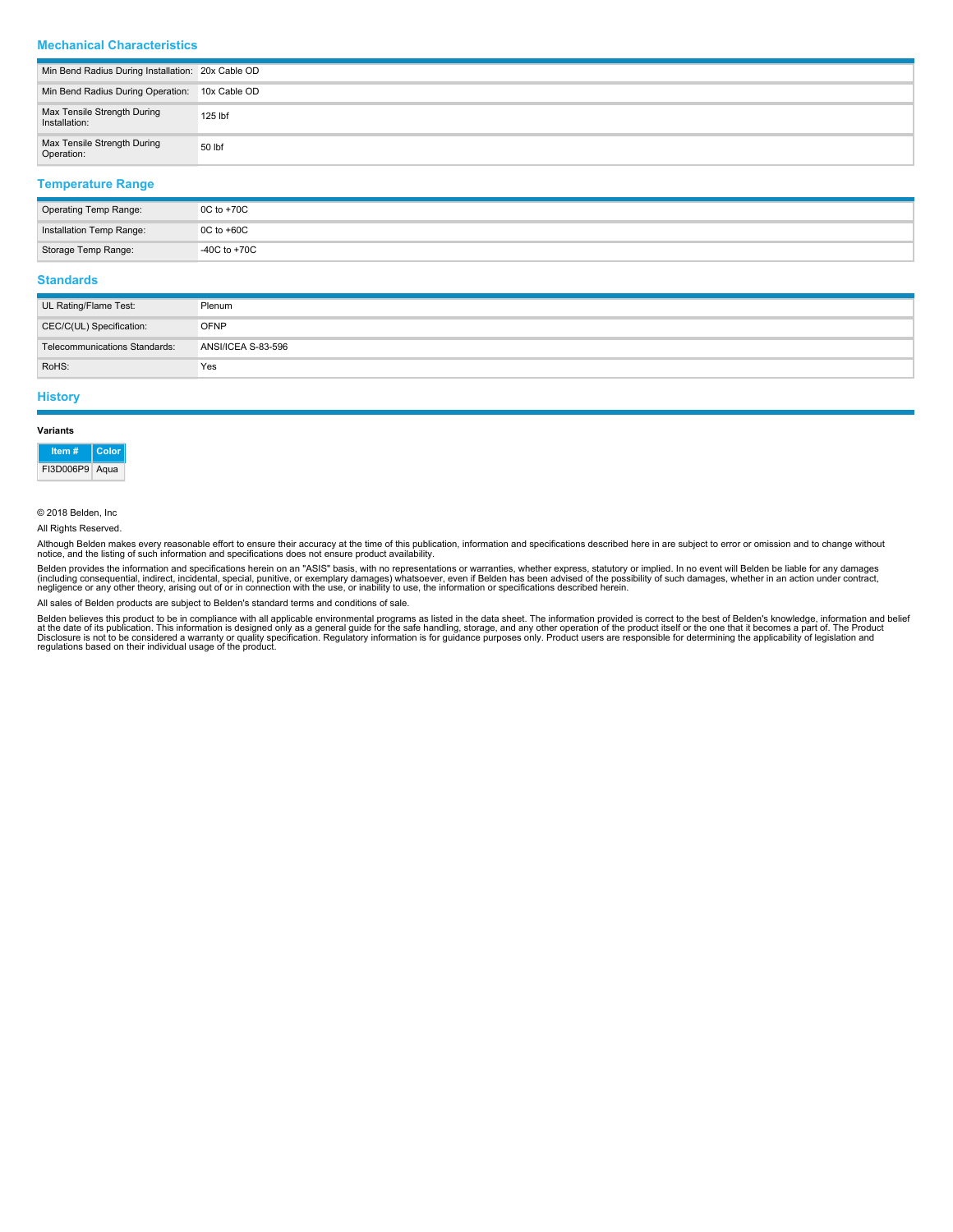## Mechanical Characteristics

| | |
|---|---|
| Min Bend Radius During Installation: | 20x Cable OD |
| Min Bend Radius During Operation: | 10x Cable OD |
| Max Tensile Strength During Installation: | 125 lbf |
| Max Tensile Strength During Operation: | 50 lbf |

## Temperature Range

| | |
|---|---|
| Operating Temp Range: | 0C to +70C |
| Installation Temp Range: | 0C to +60C |
| Storage Temp Range: | -40C to +70C |

## Standards

| | |
|---|---|
| UL Rating/Flame Test: | Plenum |
| CEC/C(UL) Specification: | OFNP |
| Telecommunications Standards: | ANSI/ICEA S-83-596 |
| RoHS: | Yes |

## History

**Variants**

| Item # | Color |
|---|---|
| FI3D006P9 | Aqua |

© 2018 Belden, Inc

All Rights Reserved.

Although Belden makes every reasonable effort to ensure their accuracy at the time of this publication, information and specifications described here in are subject to error or omission and to change without notice, and the listing of such information and specifications does not ensure product availability.

Belden provides the information and specifications herein on an "ASIS" basis, with no representations or warranties, whether express, statutory or implied. In no event will Belden be liable for any damages (including consequential, indirect, incidental, special, punitive, or exemplary damages) whatsoever, even if Belden has been advised of the possibility of such damages, whether in an action under contract, negligence or any other theory, arising out of or in connection with the use, or inability to use, the information or specifications described herein.

All sales of Belden products are subject to Belden's standard terms and conditions of sale.

Belden believes this product to be in compliance with all applicable environmental programs as listed in the data sheet. The information provided is correct to the best of Belden's knowledge, information and belief at the date of its publication. This information is designed only as a general guide for the safe handling, storage, and any other operation of the product itself or the one that it becomes a part of. The Product Disclosure is not to be considered a warranty or quality specification. Regulatory information is for guidance purposes only. Product users are responsible for determining the applicability of legislation and regulations based on their individual usage of the product.